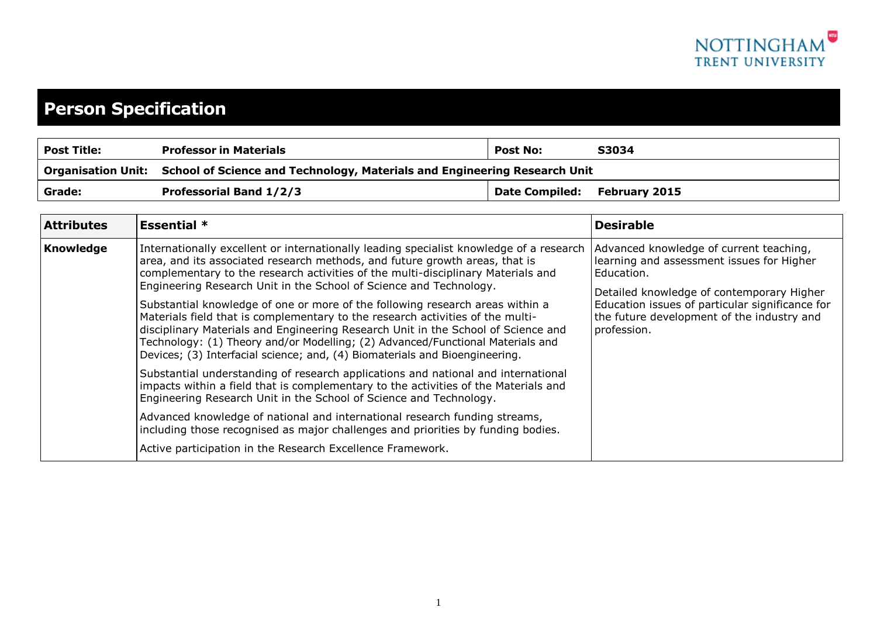# Person Specification

| Post Title: | Professor in Materials | Post No: | S3034 |
|---|---|---|---|
| Organisation Unit: | School of Science and Technology, Materials and Engineering Research Unit | | |
| Grade: | Professorial Band 1/2/3 | Date Compiled: | February 2015 |

| Attributes | Essential * | Desirable |
|---|---|---|
| Knowledge | Internationally excellent or internationally leading specialist knowledge of a research area, and its associated research methods, and future growth areas, that is complementary to the research activities of the multi-disciplinary Materials and Engineering Research Unit in the School of Science and Technology.<br><br>Substantial knowledge of one or more of the following research areas within a Materials field that is complementary to the research activities of the multi-disciplinary Materials and Engineering Research Unit in the School of Science and Technology: (1) Theory and/or Modelling; (2) Advanced/Functional Materials and Devices; (3) Interfacial science; and, (4) Biomaterials and Bioengineering.<br><br>Substantial understanding of research applications and national and international impacts within a field that is complementary to the activities of the Materials and Engineering Research Unit in the School of Science and Technology.<br><br>Advanced knowledge of national and international research funding streams, including those recognised as major challenges and priorities by funding bodies.<br><br>Active participation in the Research Excellence Framework. | Advanced knowledge of current teaching, learning and assessment issues for Higher Education.<br><br>Detailed knowledge of contemporary Higher Education issues of particular significance for the future development of the industry and profession. |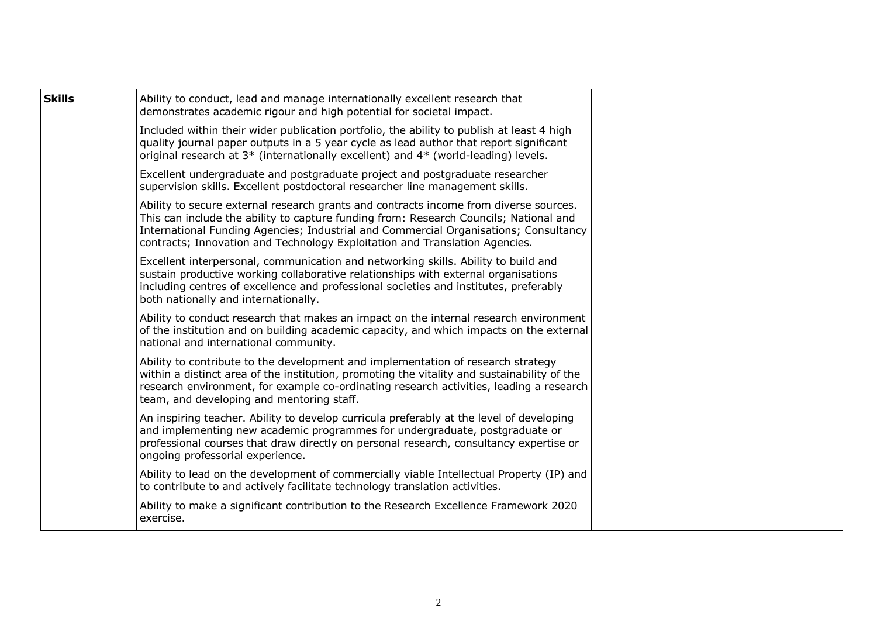| Skills | | |
|---|---|---|
| **Skills** | Ability to conduct, lead and manage internationally excellent research that demonstrates academic rigour and high potential for societal impact.<br><br>Included within their wider publication portfolio, the ability to publish at least 4 high quality journal paper outputs in a 5 year cycle as lead author that report significant original research at 3* (internationally excellent) and 4* (world-leading) levels.<br><br>Excellent undergraduate and postgraduate project and postgraduate researcher supervision skills. Excellent postdoctoral researcher line management skills.<br><br>Ability to secure external research grants and contracts income from diverse sources. This can include the ability to capture funding from: Research Councils; National and International Funding Agencies; Industrial and Commercial Organisations; Consultancy contracts; Innovation and Technology Exploitation and Translation Agencies.<br><br>Excellent interpersonal, communication and networking skills. Ability to build and sustain productive working collaborative relationships with external organisations including centres of excellence and professional societies and institutes, preferably both nationally and internationally.<br><br>Ability to conduct research that makes an impact on the internal research environment of the institution and on building academic capacity, and which impacts on the external national and international community.<br><br>Ability to contribute to the development and implementation of research strategy within a distinct area of the institution, promoting the vitality and sustainability of the research environment, for example co-ordinating research activities, leading a research team, and developing and mentoring staff.<br><br>An inspiring teacher. Ability to develop curricula preferably at the level of developing and implementing new academic programmes for undergraduate, postgraduate or professional courses that draw directly on personal research, consultancy expertise or ongoing professorial experience.<br><br>Ability to lead on the development of commercially viable Intellectual Property (IP) and to contribute to and actively facilitate technology translation activities.<br><br>Ability to make a significant contribution to the Research Excellence Framework 2020 exercise. | |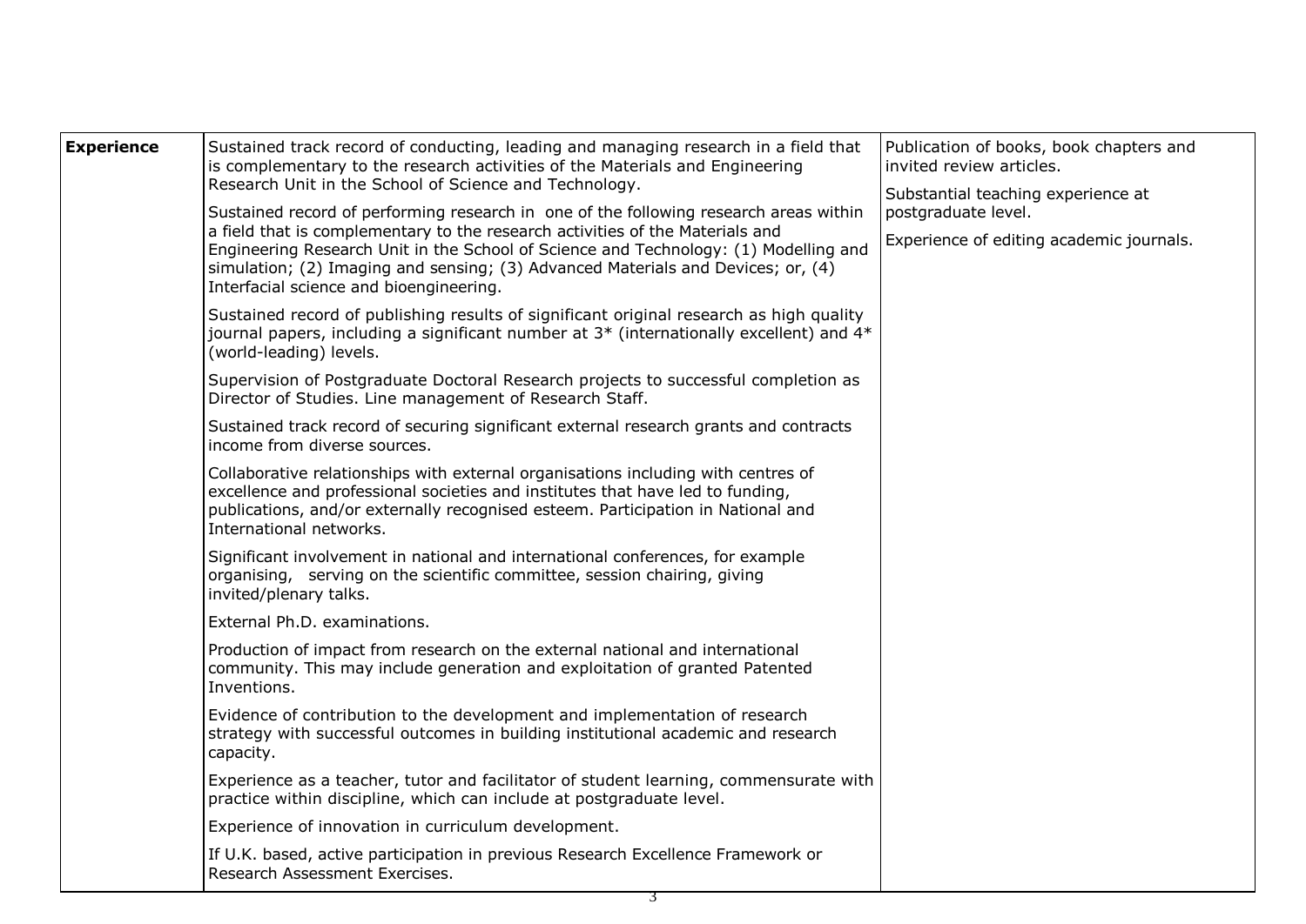| **Experience** | Sustained track record of conducting, leading and managing research in a field that is complementary to the research activities of the Materials and Engineering Research Unit in the School of Science and Technology.<br><br>Sustained record of performing research in one of the following research areas within a field that is complementary to the research activities of the Materials and Engineering Research Unit in the School of Science and Technology: (1) Modelling and simulation; (2) Imaging and sensing; (3) Advanced Materials and Devices; or, (4) Interfacial science and bioengineering.<br><br>Sustained record of publishing results of significant original research as high quality journal papers, including a significant number at 3* (internationally excellent) and 4* (world-leading) levels.<br><br>Supervision of Postgraduate Doctoral Research projects to successful completion as Director of Studies. Line management of Research Staff.<br><br>Sustained track record of securing significant external research grants and contracts income from diverse sources.<br><br>Collaborative relationships with external organisations including with centres of excellence and professional societies and institutes that have led to funding, publications, and/or externally recognised esteem. Participation in National and International networks.<br><br>Significant involvement in national and international conferences, for example organising, serving on the scientific committee, session chairing, giving invited/plenary talks.<br><br>External Ph.D. examinations.<br><br>Production of impact from research on the external national and international community. This may include generation and exploitation of granted Patented Inventions.<br><br>Evidence of contribution to the development and implementation of research strategy with successful outcomes in building institutional academic and research capacity.<br><br>Experience as a teacher, tutor and facilitator of student learning, commensurate with practice within discipline, which can include at postgraduate level.<br><br>Experience of innovation in curriculum development.<br><br>If U.K. based, active participation in previous Research Excellence Framework or Research Assessment Exercises. | Publication of books, book chapters and invited review articles.<br><br>Substantial teaching experience at postgraduate level.<br><br>Experience of editing academic journals. |
|---|---|---|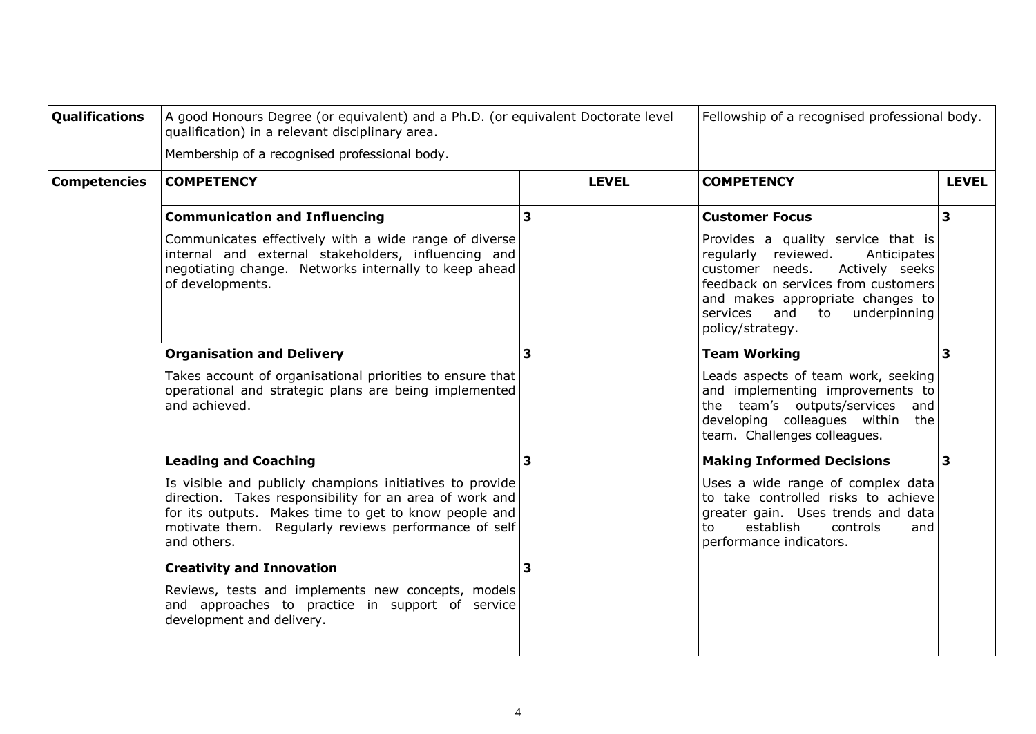| **Qualifications** | A good Honours Degree (or equivalent) and a Ph.D. (or equivalent Doctorate level qualification) in a relevant disciplinary area.<br><br>Membership of a recognised professional body. | | Fellowship of a recognised professional body. | |
|---|---|---|---|---|
| **Competencies** | **COMPETENCY** | **LEVEL** | **COMPETENCY** | **LEVEL** |
| | **Communication and Influencing**<br><br>Communicates effectively with a wide range of diverse internal and external stakeholders, influencing and negotiating change. Networks internally to keep ahead of developments. | **3** | **Customer Focus**<br><br>Provides a quality service that is regularly reviewed. Anticipates customer needs. Actively seeks feedback on services from customers and makes appropriate changes to services and to underpinning policy/strategy. | **3** |
| | **Organisation and Delivery**<br><br>Takes account of organisational priorities to ensure that operational and strategic plans are being implemented and achieved. | **3** | **Team Working**<br><br>Leads aspects of team work, seeking and implementing improvements to the team's outputs/services and developing colleagues within the team. Challenges colleagues. | **3** |
| | **Leading and Coaching**<br><br>Is visible and publicly champions initiatives to provide direction. Takes responsibility for an area of work and for its outputs. Makes time to get to know people and motivate them. Regularly reviews performance of self and others. | **3** | **Making Informed Decisions**<br><br>Uses a wide range of complex data to take controlled risks to achieve greater gain. Uses trends and data to establish controls and performance indicators. | **3** |
| | **Creativity and Innovation**<br><br>Reviews, tests and implements new concepts, models and approaches to practice in support of service development and delivery. | **3** | | |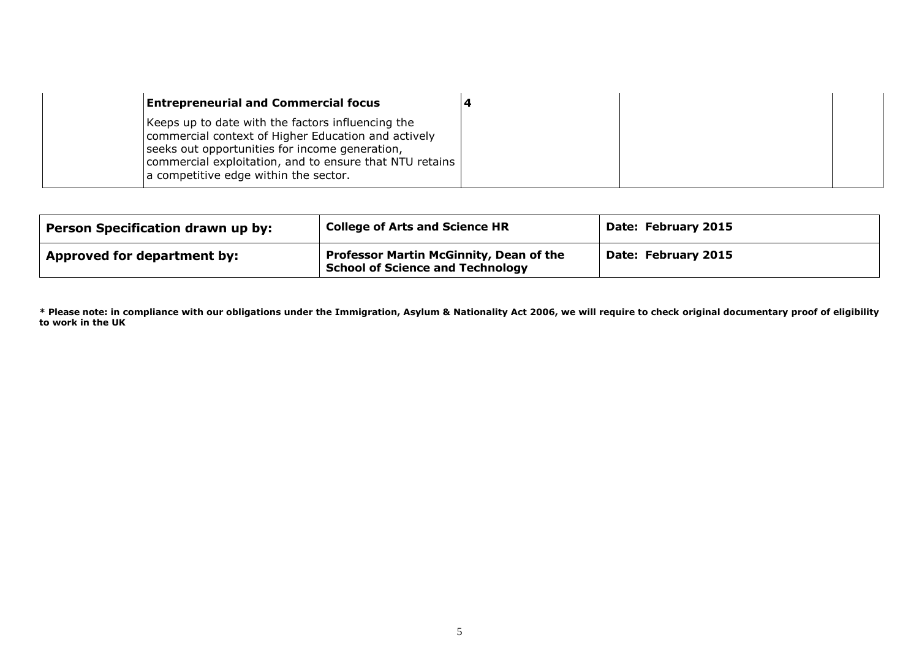| | | | | |
|---|---|---|---|---|
| | **Entrepreneurial and Commercial focus**<br>Keeps up to date with the factors influencing the commercial context of Higher Education and actively seeks out opportunities for income generation, commercial exploitation, and to ensure that NTU retains a competitive edge within the sector. | **4** | | |

| | | |
|---|---|---|
| **Person Specification drawn up by:** | **College of Arts and Science HR** | **Date: February 2015** |
| **Approved for department by:** | **Professor Martin McGinnity, Dean of the School of Science and Technology** | **Date: February 2015** |

**\* Please note: in compliance with our obligations under the Immigration, Asylum & Nationality Act 2006, we will require to check original documentary proof of eligibility to work in the UK**